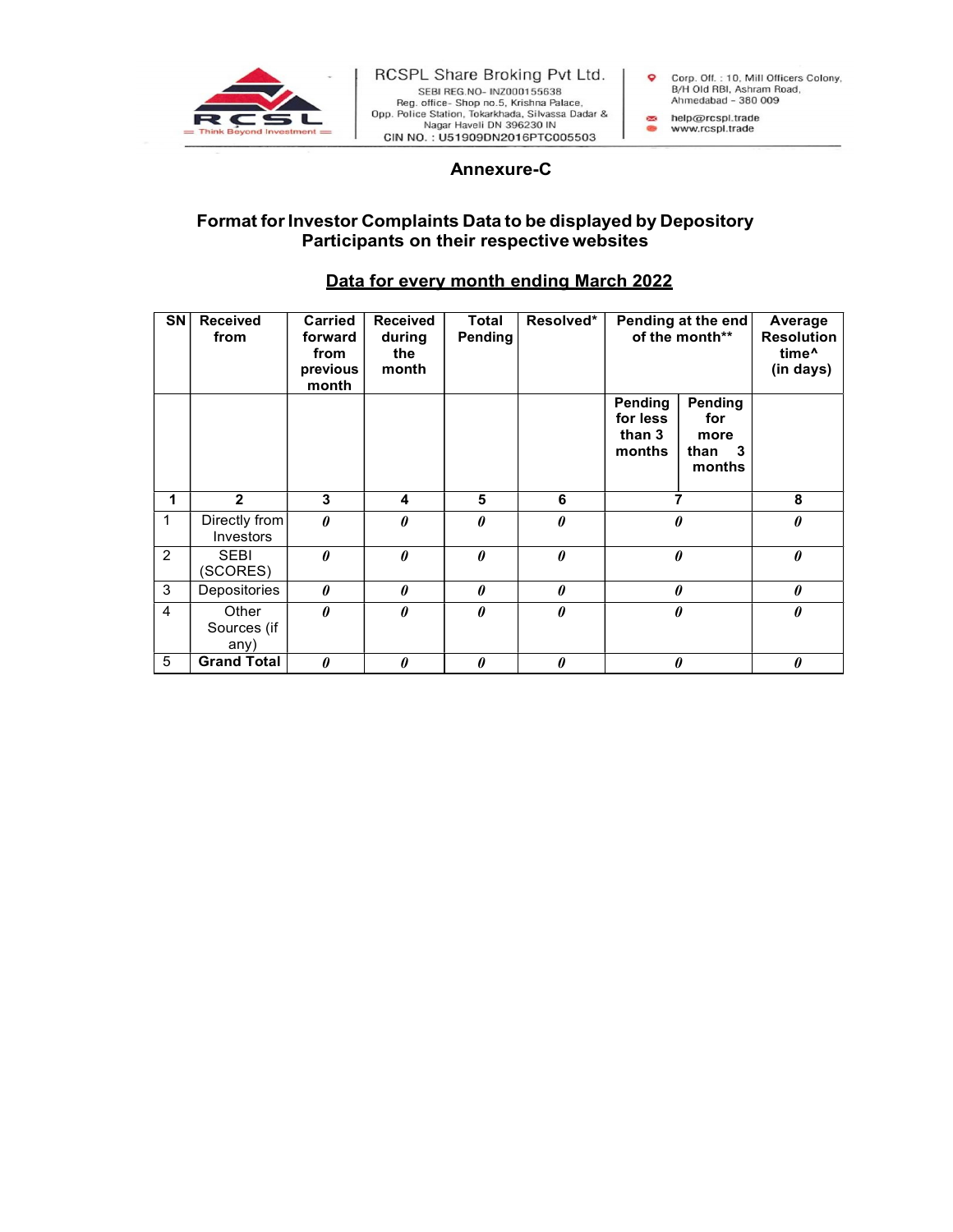RCSPL Share Broking Pvt Ltd.
SEBI REG.NO- INZ000155638
Reg. office- Shop no.5, Krishna Palace, Opp. Police Station, Tokarkhada, Silvassa Dadar & Nagar Haveli DN 396230 IN
CIN NO. : U51909DN2016PTC005503

Corp. Off. : 10, Mill Officers Colony, B/H Old RBI, Ashram Road, Ahmedabad - 380 009
help@rcspl.trade
www.rcspl.trade

## Annexure-C

### Format for Investor Complaints Data to be displayed by Depository Participants on their respective websites

**Data for every month ending March 2022**

| SN | Received from | Carried forward from previous month | Received during the month | Total Pending | Resolved* | Pending at the end of the month** | | Average Resolution time^ (in days) |
|---|---|---|---|---|---|---|---|---|
| | | | | | | Pending for less than 3 months | Pending for more than 3 months | |
| **1** | **2** | **3** | **4** | **5** | **6** | **7** | | **8** |
| 1 | Directly from Investors | *0* | *0* | *0* | *0* | *0* | | *0* |
| 2 | SEBI (SCORES) | *0* | *0* | *0* | *0* | *0* | | *0* |
| 3 | Depositories | *0* | *0* | *0* | *0* | *0* | | *0* |
| 4 | Other Sources (if any) | *0* | *0* | *0* | *0* | *0* | | *0* |
| 5 | **Grand Total** | *0* | *0* | *0* | *0* | *0* | | *0* |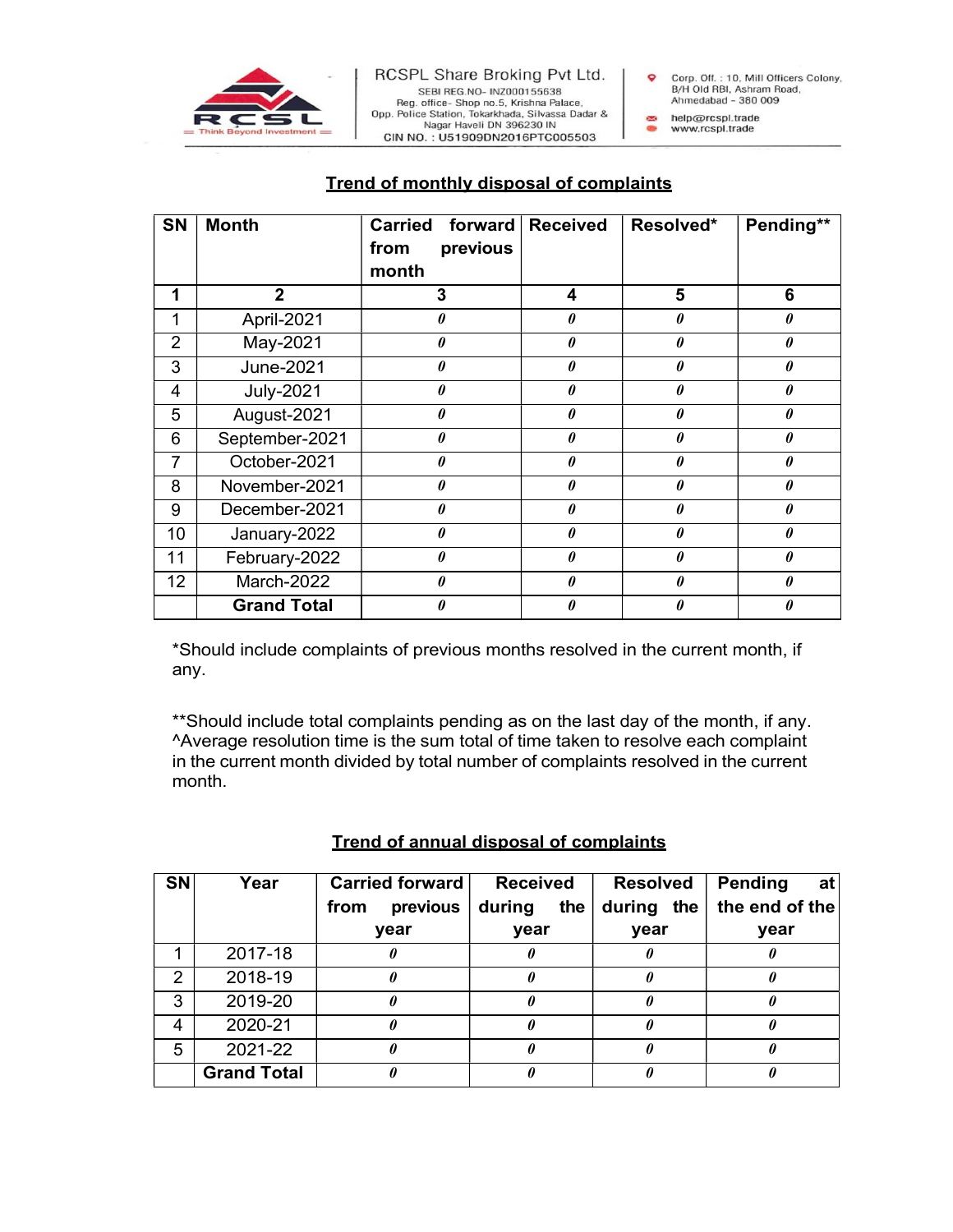RCSPL Share Broking Pvt Ltd.
SEBI REG.NO- INZ000155638
Reg. office- Shop no.5, Krishna Palace, Opp. Police Station, Tokarkhada, Silvassa Dadar & Nagar Haveli DN 396230 IN
CIN NO. : U51909DN2016PTC005503

Corp. Off. : 10, Mill Officers Colony, B/H Old RBI, Ashram Road, Ahmedabad - 380 009
help@rcspl.trade
www.rcspl.trade

## Trend of monthly disposal of complaints

| SN | Month | Carried forward from previous month | Received | Resolved* | Pending** |
|---|---|---|---|---|---|
| 1 | 2 | 3 | 4 | 5 | 6 |
| 1 | April-2021 | 0 | 0 | 0 | 0 |
| 2 | May-2021 | 0 | 0 | 0 | 0 |
| 3 | June-2021 | 0 | 0 | 0 | 0 |
| 4 | July-2021 | 0 | 0 | 0 | 0 |
| 5 | August-2021 | 0 | 0 | 0 | 0 |
| 6 | September-2021 | 0 | 0 | 0 | 0 |
| 7 | October-2021 | 0 | 0 | 0 | 0 |
| 8 | November-2021 | 0 | 0 | 0 | 0 |
| 9 | December-2021 | 0 | 0 | 0 | 0 |
| 10 | January-2022 | 0 | 0 | 0 | 0 |
| 11 | February-2022 | 0 | 0 | 0 | 0 |
| 12 | March-2022 | 0 | 0 | 0 | 0 |
| | **Grand Total** | 0 | 0 | 0 | 0 |

*Should include complaints of previous months resolved in the current month, if any.

**Should include total complaints pending as on the last day of the month, if any.
^Average resolution time is the sum total of time taken to resolve each complaint in the current month divided by total number of complaints resolved in the current month.

## Trend of annual disposal of complaints

| SN | Year | Carried forward from previous year | Received during the year | Resolved during the year | Pending at the end of the year |
|---|---|---|---|---|---|
| 1 | 2017-18 | 0 | 0 | 0 | 0 |
| 2 | 2018-19 | 0 | 0 | 0 | 0 |
| 3 | 2019-20 | 0 | 0 | 0 | 0 |
| 4 | 2020-21 | 0 | 0 | 0 | 0 |
| 5 | 2021-22 | 0 | 0 | 0 | 0 |
| | **Grand Total** | 0 | 0 | 0 | 0 |